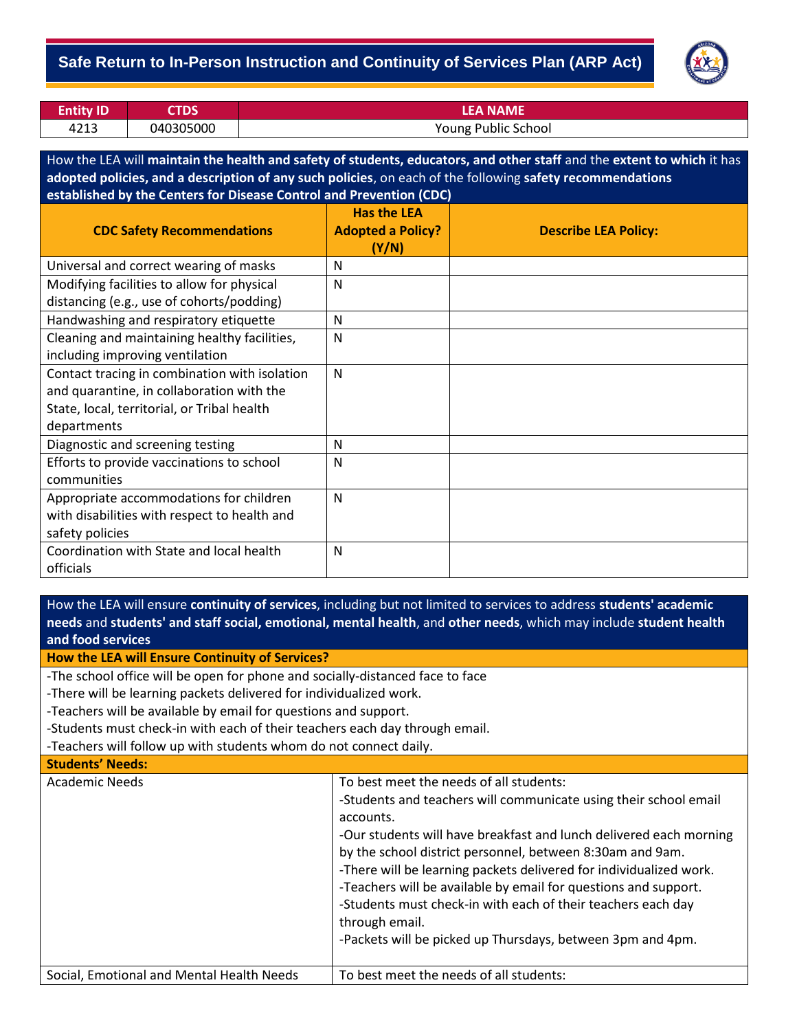# Safe Return to In-Person Instruction and Continuity of Services Plan (ARP Act)

| Entity ID | CTDS | LEA NAME |
|---|---|---|
| 4213 | 040305000 | Young Public School |

**How the LEA will maintain the health and safety of students, educators, and other staff and the extent to which it has adopted policies, and a description of any such policies, on each of the following safety recommendations established by the Centers for Disease Control and Prevention (CDC)**

| CDC Safety Recommendations | Has the LEA Adopted a Policy? (Y/N) | Describe LEA Policy: |
|---|---|---|
| Universal and correct wearing of masks | N | |
| Modifying facilities to allow for physical distancing (e.g., use of cohorts/podding) | N | |
| Handwashing and respiratory etiquette | N | |
| Cleaning and maintaining healthy facilities, including improving ventilation | N | |
| Contact tracing in combination with isolation and quarantine, in collaboration with the State, local, territorial, or Tribal health departments | N | |
| Diagnostic and screening testing | N | |
| Efforts to provide vaccinations to school communities | N | |
| Appropriate accommodations for children with disabilities with respect to health and safety policies | N | |
| Coordination with State and local health officials | N | |

**How the LEA will ensure continuity of services, including but not limited to services to address students' academic needs and students' and staff social, emotional, mental health, and other needs, which may include student health and food services**

**How the LEA will Ensure Continuity of Services?**

-The school office will be open for phone and socially-distanced face to face
-There will be learning packets delivered for individualized work.
-Teachers will be available by email for questions and support.
-Students must check-in with each of their teachers each day through email.
-Teachers will follow up with students whom do not connect daily.

**Students' Needs:**

| | |
|---|---|
| Academic Needs | To best meet the needs of all students:<br>-Students and teachers will communicate using their school email accounts.<br>-Our students will have breakfast and lunch delivered each morning by the school district personnel, between 8:30am and 9am.<br>-There will be learning packets delivered for individualized work.<br>-Teachers will be available by email for questions and support.<br>-Students must check-in with each of their teachers each day through email.<br>-Packets will be picked up Thursdays, between 3pm and 4pm. |
| Social, Emotional and Mental Health Needs | To best meet the needs of all students: |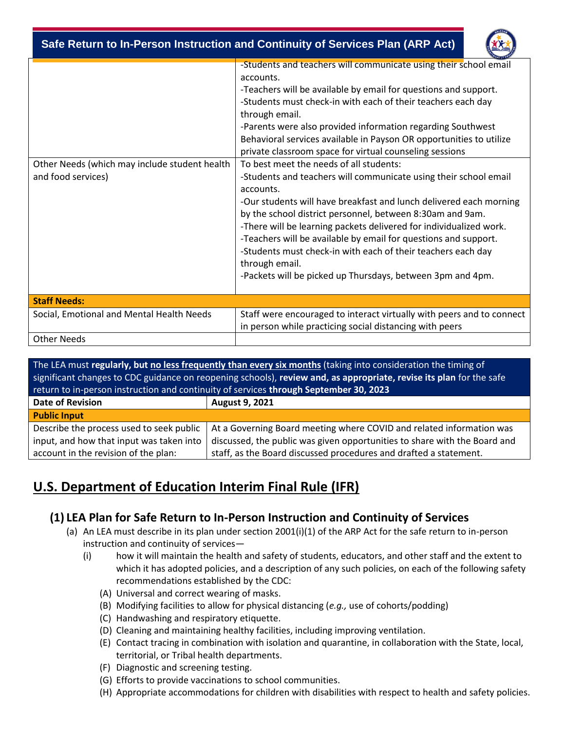| | |
|---|---|
| | -Students and teachers will communicate using their school email accounts.<br>-Teachers will be available by email for questions and support.<br>-Students must check-in with each of their teachers each day through email.<br>-Parents were also provided information regarding Southwest Behavioral services available in Payson OR opportunities to utilize private classroom space for virtual counseling sessions |
| Other Needs (which may include student health and food services) | To best meet the needs of all students:<br>-Students and teachers will communicate using their school email accounts.<br>-Our students will have breakfast and lunch delivered each morning by the school district personnel, between 8:30am and 9am.<br>-There will be learning packets delivered for individualized work.<br>-Teachers will be available by email for questions and support.<br>-Students must check-in with each of their teachers each day through email.<br>-Packets will be picked up Thursdays, between 3pm and 4pm. |
| **Staff Needs:** | |
| Social, Emotional and Mental Health Needs | Staff were encouraged to interact virtually with peers and to connect in person while practicing social distancing with peers |
| Other Needs | |

The LEA must **regularly, but no less frequently than every six months** (taking into consideration the timing of significant changes to CDC guidance on reopening schools), **review and, as appropriate, revise its plan** for the safe return to in-person instruction and continuity of services **through September 30, 2023**

| **Date of Revision** | **August 9, 2021** |
|---|---|
| **Public Input** | |
| Describe the process used to seek public input, and how that input was taken into account in the revision of the plan: | At a Governing Board meeting where COVID and related information was discussed, the public was given opportunities to share with the Board and staff, as the Board discussed procedures and drafted a statement. |

# U.S. Department of Education Interim Final Rule (IFR)

## (1) LEA Plan for Safe Return to In-Person Instruction and Continuity of Services

(a) An LEA must describe in its plan under section 2001(i)(1) of the ARP Act for the safe return to in-person instruction and continuity of services—

(i) how it will maintain the health and safety of students, educators, and other staff and the extent to which it has adopted policies, and a description of any such policies, on each of the following safety recommendations established by the CDC:

(A) Universal and correct wearing of masks.
(B) Modifying facilities to allow for physical distancing (*e.g.,* use of cohorts/podding)
(C) Handwashing and respiratory etiquette.
(D) Cleaning and maintaining healthy facilities, including improving ventilation.
(E) Contact tracing in combination with isolation and quarantine, in collaboration with the State, local, territorial, or Tribal health departments.
(F) Diagnostic and screening testing.
(G) Efforts to provide vaccinations to school communities.
(H) Appropriate accommodations for children with disabilities with respect to health and safety policies.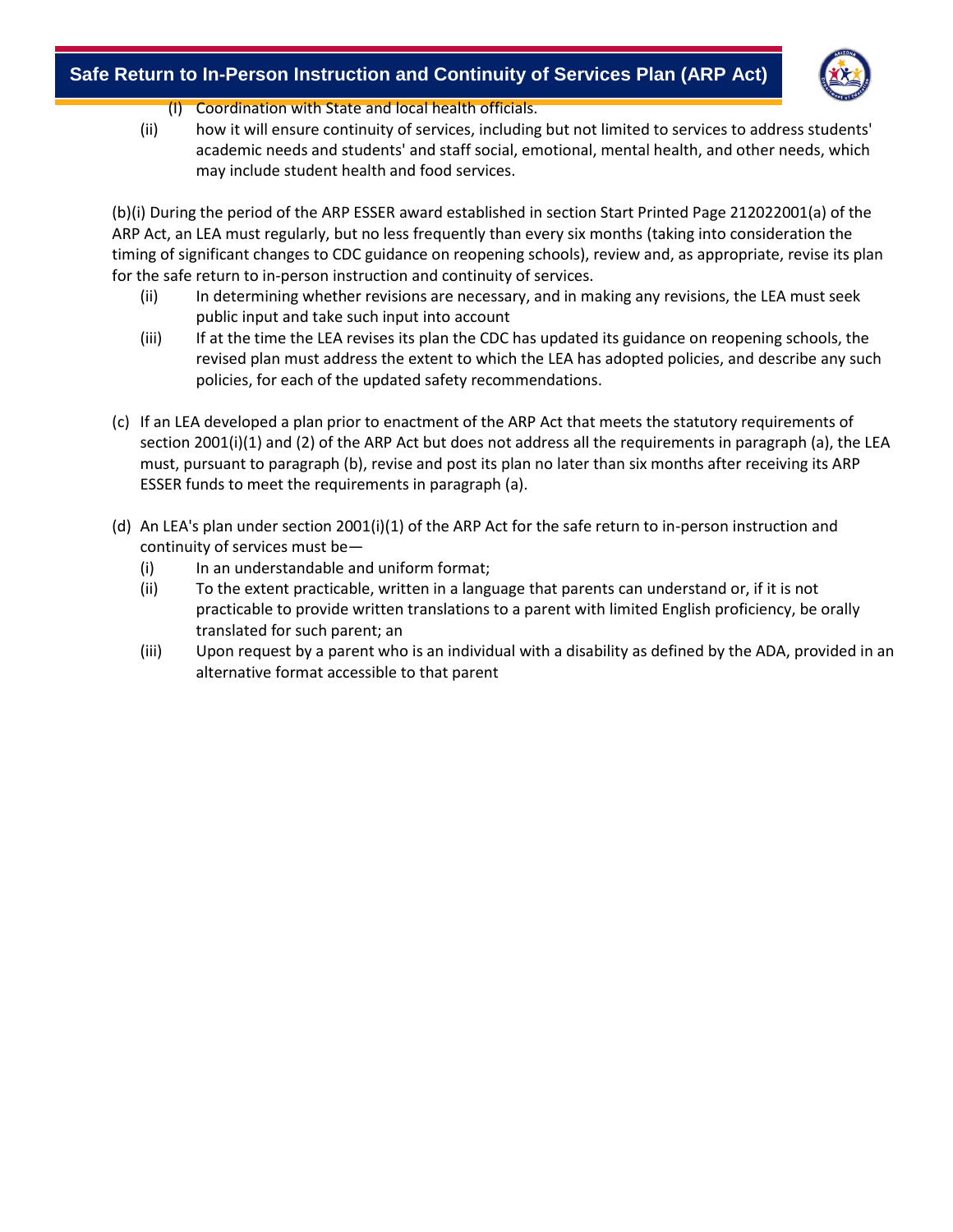(I) Coordination with State and local health officials.

(ii) how it will ensure continuity of services, including but not limited to services to address students' academic needs and students' and staff social, emotional, mental health, and other needs, which may include student health and food services.

(b)(i) During the period of the ARP ESSER award established in section Start Printed Page 212022001(a) of the ARP Act, an LEA must regularly, but no less frequently than every six months (taking into consideration the timing of significant changes to CDC guidance on reopening schools), review and, as appropriate, revise its plan for the safe return to in-person instruction and continuity of services.

(ii) In determining whether revisions are necessary, and in making any revisions, the LEA must seek public input and take such input into account

(iii) If at the time the LEA revises its plan the CDC has updated its guidance on reopening schools, the revised plan must address the extent to which the LEA has adopted policies, and describe any such policies, for each of the updated safety recommendations.

(c) If an LEA developed a plan prior to enactment of the ARP Act that meets the statutory requirements of section 2001(i)(1) and (2) of the ARP Act but does not address all the requirements in paragraph (a), the LEA must, pursuant to paragraph (b), revise and post its plan no later than six months after receiving its ARP ESSER funds to meet the requirements in paragraph (a).

(d) An LEA's plan under section 2001(i)(1) of the ARP Act for the safe return to in-person instruction and continuity of services must be—

(i) In an understandable and uniform format;

(ii) To the extent practicable, written in a language that parents can understand or, if it is not practicable to provide written translations to a parent with limited English proficiency, be orally translated for such parent; an

(iii) Upon request by a parent who is an individual with a disability as defined by the ADA, provided in an alternative format accessible to that parent